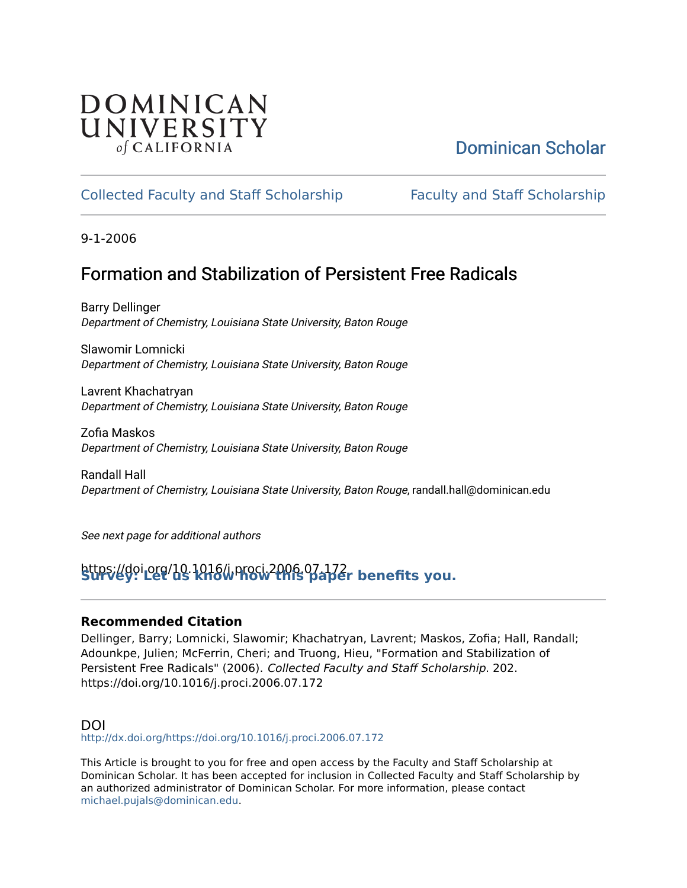Dominican University of California

Dominican Scholar

Collected Faculty and Staff Scholarship

Faculty and Staff Scholarship

9-1-2006

# Formation and Stabilization of Persistent Free Radicals

Barry Dellinger
*Department of Chemistry, Louisiana State University, Baton Rouge*

Slawomir Lomnicki
*Department of Chemistry, Louisiana State University, Baton Rouge*

Lavrent Khachatryan
*Department of Chemistry, Louisiana State University, Baton Rouge*

Zofia Maskos
*Department of Chemistry, Louisiana State University, Baton Rouge*

Randall Hall
*Department of Chemistry, Louisiana State University, Baton Rouge*, randall.hall@dominican.edu

*See next page for additional authors*

https://doi.org/10.1016/j.proci.2006.07.172

**Survey: Let us know how this paper benefits you.**

### Recommended Citation

Dellinger, Barry; Lomnicki, Slawomir; Khachatryan, Lavrent; Maskos, Zofia; Hall, Randall; Adounkpe, Julien; McFerrin, Cheri; and Truong, Hieu, "Formation and Stabilization of Persistent Free Radicals" (2006). *Collected Faculty and Staff Scholarship*. 202. https://doi.org/10.1016/j.proci.2006.07.172

DOI

http://dx.doi.org/https://doi.org/10.1016/j.proci.2006.07.172

This Article is brought to you for free and open access by the Faculty and Staff Scholarship at Dominican Scholar. It has been accepted for inclusion in Collected Faculty and Staff Scholarship by an authorized administrator of Dominican Scholar. For more information, please contact michael.pujals@dominican.edu.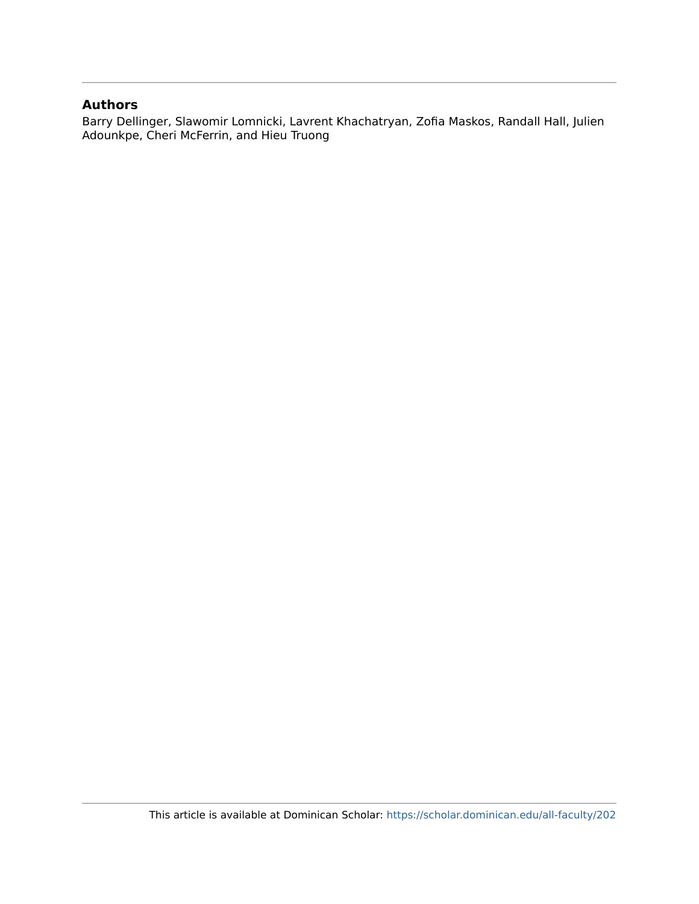## Authors

Barry Dellinger, Slawomir Lomnicki, Lavrent Khachatryan, Zofia Maskos, Randall Hall, Julien Adounkpe, Cheri McFerrin, and Hieu Truong

This article is available at Dominican Scholar: https://scholar.dominican.edu/all-faculty/202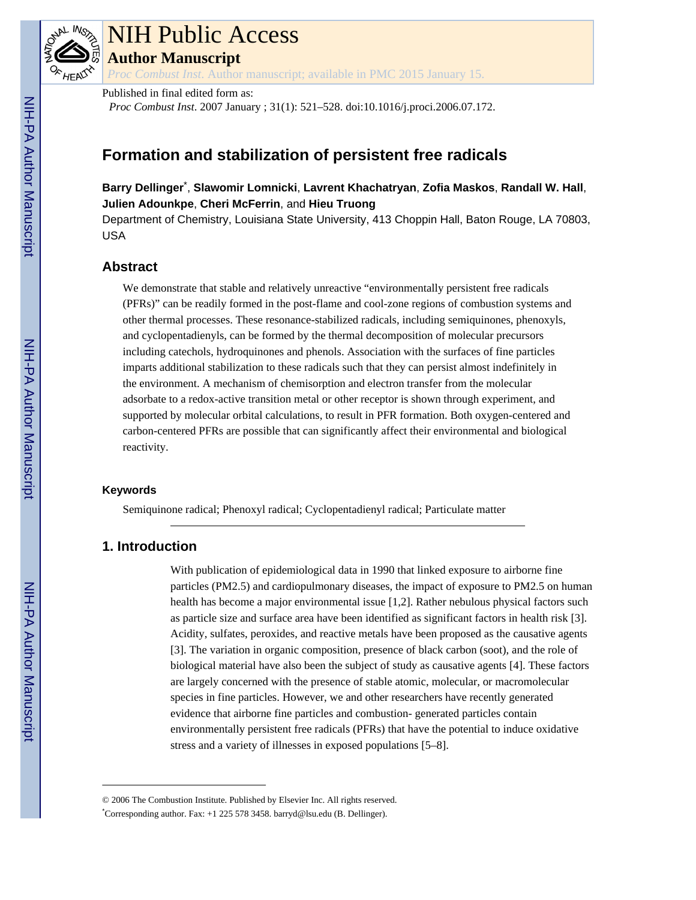Published in final edited form as:

*Proc Combust Inst*. 2007 January ; 31(1): 521–528. doi:10.1016/j.proci.2006.07.172.

# Formation and stabilization of persistent free radicals

**Barry Dellinger***, **Slawomir Lomnicki**, **Lavrent Khachatryan**, **Zofia Maskos**, **Randall W. Hall**, **Julien Adounkpe**, **Cheri McFerrin**, and **Hieu Truong**

Department of Chemistry, Louisiana State University, 413 Choppin Hall, Baton Rouge, LA 70803, USA

## Abstract

We demonstrate that stable and relatively unreactive "environmentally persistent free radicals (PFRs)" can be readily formed in the post-flame and cool-zone regions of combustion systems and other thermal processes. These resonance-stabilized radicals, including semiquinones, phenoxyls, and cyclopentadienyls, can be formed by the thermal decomposition of molecular precursors including catechols, hydroquinones and phenols. Association with the surfaces of fine particles imparts additional stabilization to these radicals such that they can persist almost indefinitely in the environment. A mechanism of chemisorption and electron transfer from the molecular adsorbate to a redox-active transition metal or other receptor is shown through experiment, and supported by molecular orbital calculations, to result in PFR formation. Both oxygen-centered and carbon-centered PFRs are possible that can significantly affect their environmental and biological reactivity.

### Keywords

Semiquinone radical; Phenoxyl radical; Cyclopentadienyl radical; Particulate matter

## 1. Introduction

With publication of epidemiological data in 1990 that linked exposure to airborne fine particles (PM2.5) and cardiopulmonary diseases, the impact of exposure to PM2.5 on human health has become a major environmental issue [1,2]. Rather nebulous physical factors such as particle size and surface area have been identified as significant factors in health risk [3]. Acidity, sulfates, peroxides, and reactive metals have been proposed as the causative agents [3]. The variation in organic composition, presence of black carbon (soot), and the role of biological material have also been the subject of study as causative agents [4]. These factors are largely concerned with the presence of stable atomic, molecular, or macromolecular species in fine particles. However, we and other researchers have recently generated evidence that airborne fine particles and combustion- generated particles contain environmentally persistent free radicals (PFRs) that have the potential to induce oxidative stress and a variety of illnesses in exposed populations [5–8].

© 2006 The Combustion Institute. Published by Elsevier Inc. All rights reserved.

*Corresponding author. Fax: +1 225 578 3458. barryd@lsu.edu (B. Dellinger).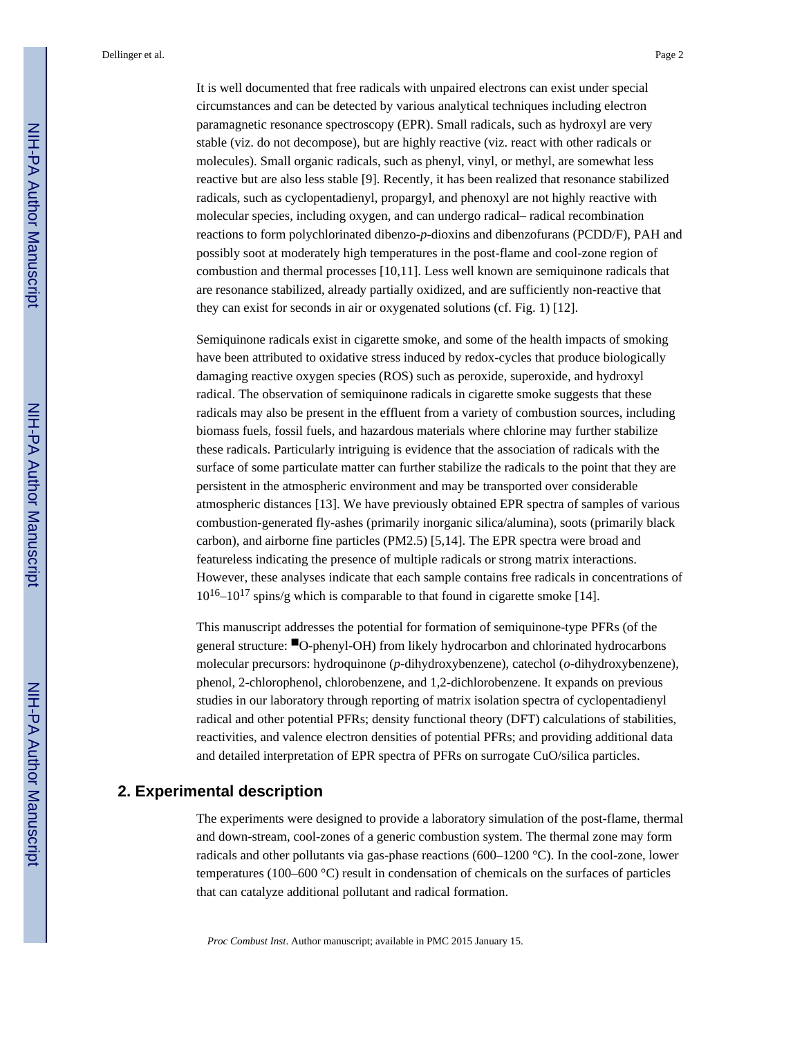It is well documented that free radicals with unpaired electrons can exist under special circumstances and can be detected by various analytical techniques including electron paramagnetic resonance spectroscopy (EPR). Small radicals, such as hydroxyl are very stable (viz. do not decompose), but are highly reactive (viz. react with other radicals or molecules). Small organic radicals, such as phenyl, vinyl, or methyl, are somewhat less reactive but are also less stable [9]. Recently, it has been realized that resonance stabilized radicals, such as cyclopentadienyl, propargyl, and phenoxyl are not highly reactive with molecular species, including oxygen, and can undergo radical– radical recombination reactions to form polychlorinated dibenzo-*p*-dioxins and dibenzofurans (PCDD/F), PAH and possibly soot at moderately high temperatures in the post-flame and cool-zone region of combustion and thermal processes [10,11]. Less well known are semiquinone radicals that are resonance stabilized, already partially oxidized, and are sufficiently non-reactive that they can exist for seconds in air or oxygenated solutions (cf. Fig. 1) [12].

Semiquinone radicals exist in cigarette smoke, and some of the health impacts of smoking have been attributed to oxidative stress induced by redox-cycles that produce biologically damaging reactive oxygen species (ROS) such as peroxide, superoxide, and hydroxyl radical. The observation of semiquinone radicals in cigarette smoke suggests that these radicals may also be present in the effluent from a variety of combustion sources, including biomass fuels, fossil fuels, and hazardous materials where chlorine may further stabilize these radicals. Particularly intriguing is evidence that the association of radicals with the surface of some particulate matter can further stabilize the radicals to the point that they are persistent in the atmospheric environment and may be transported over considerable atmospheric distances [13]. We have previously obtained EPR spectra of samples of various combustion-generated fly-ashes (primarily inorganic silica/alumina), soots (primarily black carbon), and airborne fine particles (PM2.5) [5,14]. The EPR spectra were broad and featureless indicating the presence of multiple radicals or strong matrix interactions. However, these analyses indicate that each sample contains free radicals in concentrations of $10^{16}$–$10^{17}$ spins/g which is comparable to that found in cigarette smoke [14].

This manuscript addresses the potential for formation of semiquinone-type PFRs (of the general structure: ■O-phenyl-OH) from likely hydrocarbon and chlorinated hydrocarbons molecular precursors: hydroquinone (*p*-dihydroxybenzene), catechol (*o*-dihydroxybenzene), phenol, 2-chlorophenol, chlorobenzene, and 1,2-dichlorobenzene. It expands on previous studies in our laboratory through reporting of matrix isolation spectra of cyclopentadienyl radical and other potential PFRs; density functional theory (DFT) calculations of stabilities, reactivities, and valence electron densities of potential PFRs; and providing additional data and detailed interpretation of EPR spectra of PFRs on surrogate CuO/silica particles.

## 2. Experimental description

The experiments were designed to provide a laboratory simulation of the post-flame, thermal and down-stream, cool-zones of a generic combustion system. The thermal zone may form radicals and other pollutants via gas-phase reactions (600–1200 °C). In the cool-zone, lower temperatures (100–600 °C) result in condensation of chemicals on the surfaces of particles that can catalyze additional pollutant and radical formation.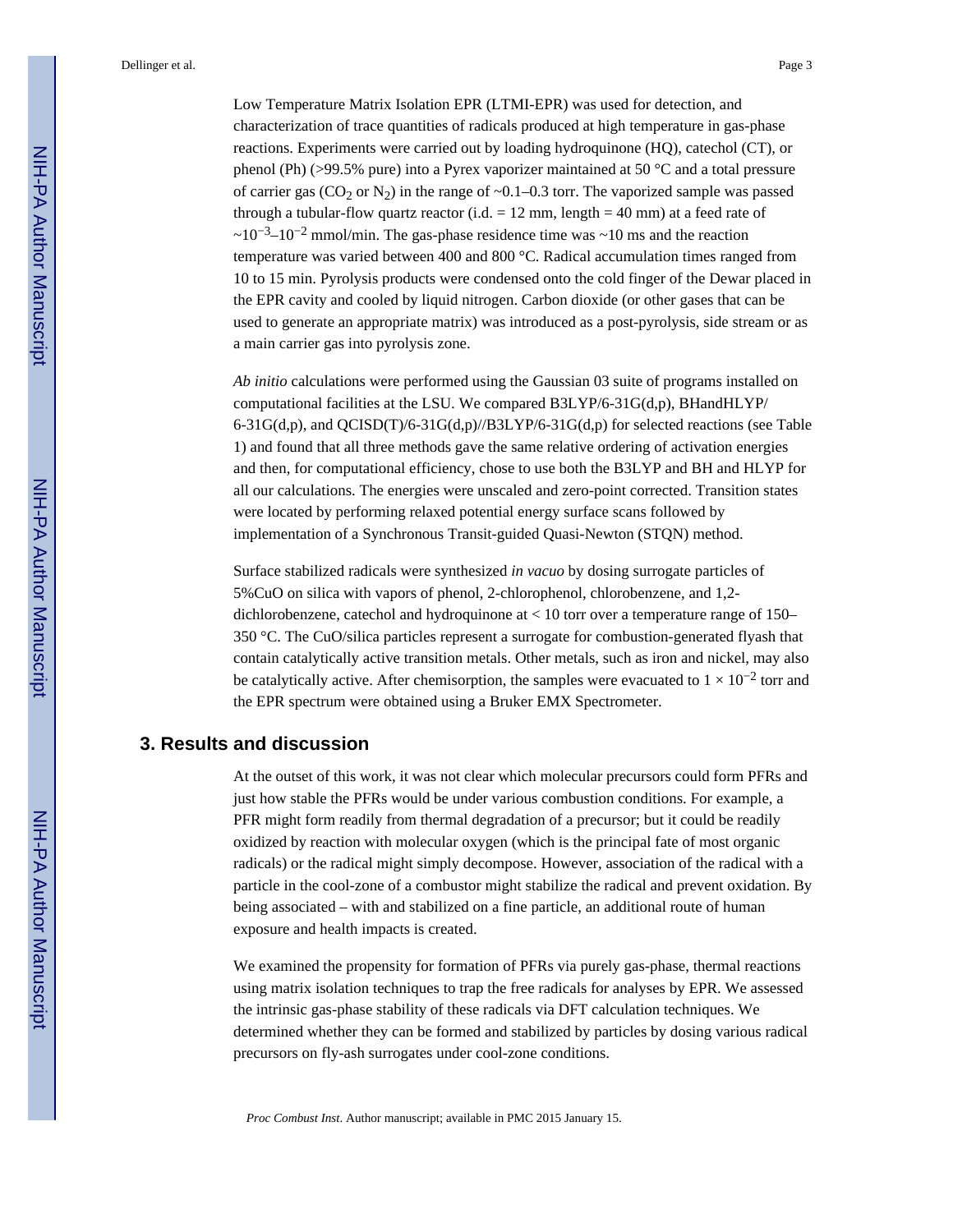Low Temperature Matrix Isolation EPR (LTMI-EPR) was used for detection, and characterization of trace quantities of radicals produced at high temperature in gas-phase reactions. Experiments were carried out by loading hydroquinone (HQ), catechol (CT), or phenol (Ph) (>99.5% pure) into a Pyrex vaporizer maintained at 50 °C and a total pressure of carrier gas ($CO_2$ or $N_2$) in the range of ~0.1–0.3 torr. The vaporized sample was passed through a tubular-flow quartz reactor (i.d. = 12 mm, length = 40 mm) at a feed rate of $\sim10^{-3}$–$10^{-2}$ mmol/min. The gas-phase residence time was ~10 ms and the reaction temperature was varied between 400 and 800 °C. Radical accumulation times ranged from 10 to 15 min. Pyrolysis products were condensed onto the cold finger of the Dewar placed in the EPR cavity and cooled by liquid nitrogen. Carbon dioxide (or other gases that can be used to generate an appropriate matrix) was introduced as a post-pyrolysis, side stream or as a main carrier gas into pyrolysis zone.

*Ab initio* calculations were performed using the Gaussian 03 suite of programs installed on computational facilities at the LSU. We compared B3LYP/6-31G(d,p), BHandHLYP/ 6-31G(d,p), and QCISD(T)/6-31G(d,p)//B3LYP/6-31G(d,p) for selected reactions (see Table 1) and found that all three methods gave the same relative ordering of activation energies and then, for computational efficiency, chose to use both the B3LYP and BH and HLYP for all our calculations. The energies were unscaled and zero-point corrected. Transition states were located by performing relaxed potential energy surface scans followed by implementation of a Synchronous Transit-guided Quasi-Newton (STQN) method.

Surface stabilized radicals were synthesized *in vacuo* by dosing surrogate particles of 5%CuO on silica with vapors of phenol, 2-chlorophenol, chlorobenzene, and 1,2-dichlorobenzene, catechol and hydroquinone at < 10 torr over a temperature range of 150–350 °C. The CuO/silica particles represent a surrogate for combustion-generated flyash that contain catalytically active transition metals. Other metals, such as iron and nickel, may also be catalytically active. After chemisorption, the samples were evacuated to $1 \times 10^{-2}$ torr and the EPR spectrum were obtained using a Bruker EMX Spectrometer.

## 3. Results and discussion

At the outset of this work, it was not clear which molecular precursors could form PFRs and just how stable the PFRs would be under various combustion conditions. For example, a PFR might form readily from thermal degradation of a precursor; but it could be readily oxidized by reaction with molecular oxygen (which is the principal fate of most organic radicals) or the radical might simply decompose. However, association of the radical with a particle in the cool-zone of a combustor might stabilize the radical and prevent oxidation. By being associated – with and stabilized on a fine particle, an additional route of human exposure and health impacts is created.

We examined the propensity for formation of PFRs via purely gas-phase, thermal reactions using matrix isolation techniques to trap the free radicals for analyses by EPR. We assessed the intrinsic gas-phase stability of these radicals via DFT calculation techniques. We determined whether they can be formed and stabilized by particles by dosing various radical precursors on fly-ash surrogates under cool-zone conditions.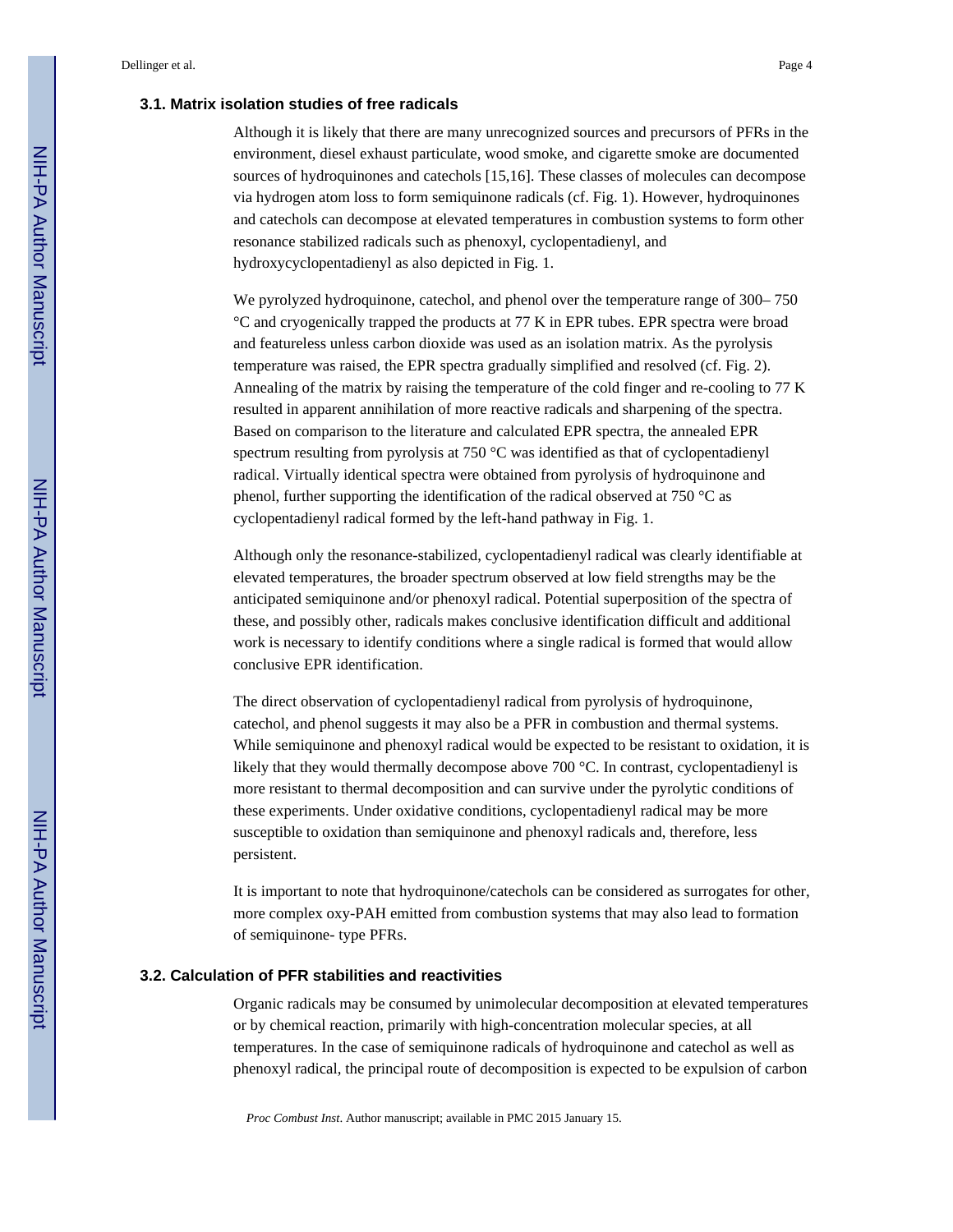### 3.1. Matrix isolation studies of free radicals

Although it is likely that there are many unrecognized sources and precursors of PFRs in the environment, diesel exhaust particulate, wood smoke, and cigarette smoke are documented sources of hydroquinones and catechols [15,16]. These classes of molecules can decompose via hydrogen atom loss to form semiquinone radicals (cf. Fig. 1). However, hydroquinones and catechols can decompose at elevated temperatures in combustion systems to form other resonance stabilized radicals such as phenoxyl, cyclopentadienyl, and hydroxycyclopentadienyl as also depicted in Fig. 1.

We pyrolyzed hydroquinone, catechol, and phenol over the temperature range of 300– 750 °C and cryogenically trapped the products at 77 K in EPR tubes. EPR spectra were broad and featureless unless carbon dioxide was used as an isolation matrix. As the pyrolysis temperature was raised, the EPR spectra gradually simplified and resolved (cf. Fig. 2). Annealing of the matrix by raising the temperature of the cold finger and re-cooling to 77 K resulted in apparent annihilation of more reactive radicals and sharpening of the spectra. Based on comparison to the literature and calculated EPR spectra, the annealed EPR spectrum resulting from pyrolysis at 750 °C was identified as that of cyclopentadienyl radical. Virtually identical spectra were obtained from pyrolysis of hydroquinone and phenol, further supporting the identification of the radical observed at 750 °C as cyclopentadienyl radical formed by the left-hand pathway in Fig. 1.

Although only the resonance-stabilized, cyclopentadienyl radical was clearly identifiable at elevated temperatures, the broader spectrum observed at low field strengths may be the anticipated semiquinone and/or phenoxyl radical. Potential superposition of the spectra of these, and possibly other, radicals makes conclusive identification difficult and additional work is necessary to identify conditions where a single radical is formed that would allow conclusive EPR identification.

The direct observation of cyclopentadienyl radical from pyrolysis of hydroquinone, catechol, and phenol suggests it may also be a PFR in combustion and thermal systems. While semiquinone and phenoxyl radical would be expected to be resistant to oxidation, it is likely that they would thermally decompose above 700 °C. In contrast, cyclopentadienyl is more resistant to thermal decomposition and can survive under the pyrolytic conditions of these experiments. Under oxidative conditions, cyclopentadienyl radical may be more susceptible to oxidation than semiquinone and phenoxyl radicals and, therefore, less persistent.

It is important to note that hydroquinone/catechols can be considered as surrogates for other, more complex oxy-PAH emitted from combustion systems that may also lead to formation of semiquinone- type PFRs.

### 3.2. Calculation of PFR stabilities and reactivities

Organic radicals may be consumed by unimolecular decomposition at elevated temperatures or by chemical reaction, primarily with high-concentration molecular species, at all temperatures. In the case of semiquinone radicals of hydroquinone and catechol as well as phenoxyl radical, the principal route of decomposition is expected to be expulsion of carbon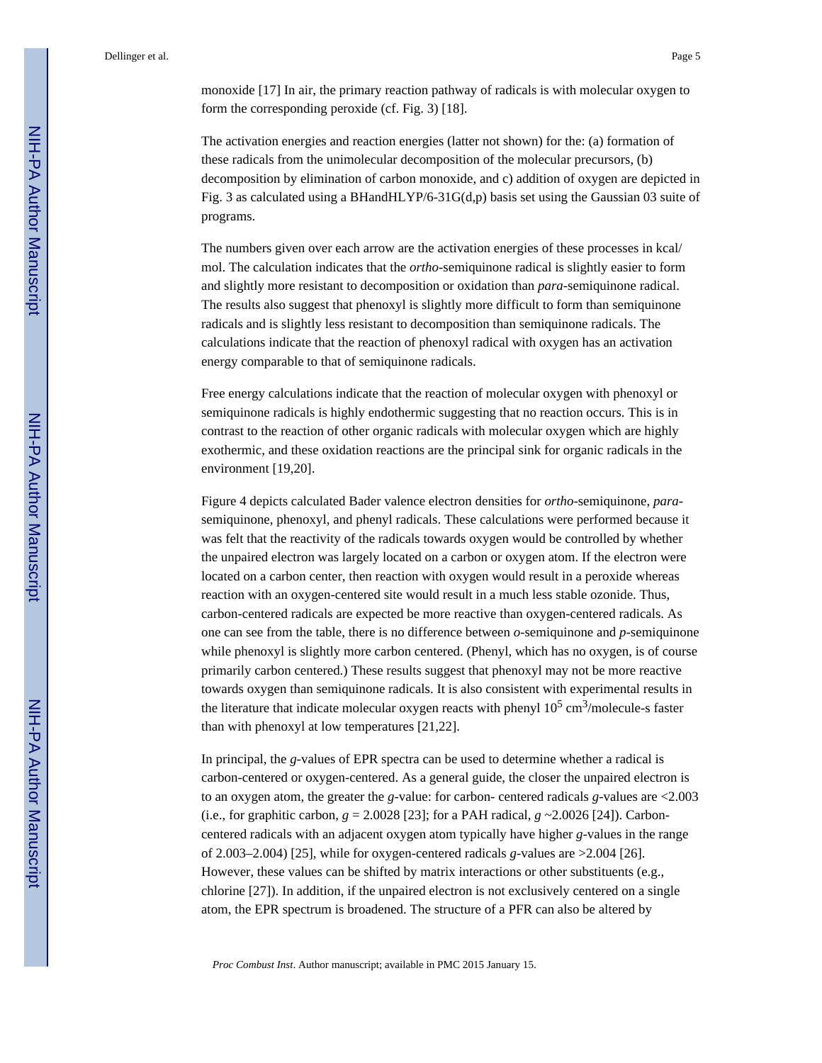monoxide [17] In air, the primary reaction pathway of radicals is with molecular oxygen to form the corresponding peroxide (cf. Fig. 3) [18].

The activation energies and reaction energies (latter not shown) for the: (a) formation of these radicals from the unimolecular decomposition of the molecular precursors, (b) decomposition by elimination of carbon monoxide, and c) addition of oxygen are depicted in Fig. 3 as calculated using a BHandHLYP/6-31G(d,p) basis set using the Gaussian 03 suite of programs.

The numbers given over each arrow are the activation energies of these processes in kcal/mol. The calculation indicates that the *ortho*-semiquinone radical is slightly easier to form and slightly more resistant to decomposition or oxidation than *para*-semiquinone radical. The results also suggest that phenoxyl is slightly more difficult to form than semiquinone radicals and is slightly less resistant to decomposition than semiquinone radicals. The calculations indicate that the reaction of phenoxyl radical with oxygen has an activation energy comparable to that of semiquinone radicals.

Free energy calculations indicate that the reaction of molecular oxygen with phenoxyl or semiquinone radicals is highly endothermic suggesting that no reaction occurs. This is in contrast to the reaction of other organic radicals with molecular oxygen which are highly exothermic, and these oxidation reactions are the principal sink for organic radicals in the environment [19,20].

Figure 4 depicts calculated Bader valence electron densities for *ortho*-semiquinone, *para*-semiquinone, phenoxyl, and phenyl radicals. These calculations were performed because it was felt that the reactivity of the radicals towards oxygen would be controlled by whether the unpaired electron was largely located on a carbon or oxygen atom. If the electron were located on a carbon center, then reaction with oxygen would result in a peroxide whereas reaction with an oxygen-centered site would result in a much less stable ozonide. Thus, carbon-centered radicals are expected be more reactive than oxygen-centered radicals. As one can see from the table, there is no difference between *o*-semiquinone and *p*-semiquinone while phenoxyl is slightly more carbon centered. (Phenyl, which has no oxygen, is of course primarily carbon centered.) These results suggest that phenoxyl may not be more reactive towards oxygen than semiquinone radicals. It is also consistent with experimental results in the literature that indicate molecular oxygen reacts with phenyl $10^5$ $cm^3$/molecule-s faster than with phenoxyl at low temperatures [21,22].

In principal, the *g*-values of EPR spectra can be used to determine whether a radical is carbon-centered or oxygen-centered. As a general guide, the closer the unpaired electron is to an oxygen atom, the greater the *g*-value: for carbon- centered radicals *g*-values are <2.003 (i.e., for graphitic carbon, $g = 2.0028$ [23]; for a PAH radical, $g \sim 2.0026$ [24]). Carbon-centered radicals with an adjacent oxygen atom typically have higher *g*-values in the range of 2.003–2.004) [25], while for oxygen-centered radicals *g*-values are >2.004 [26]. However, these values can be shifted by matrix interactions or other substituents (e.g., chlorine [27]). In addition, if the unpaired electron is not exclusively centered on a single atom, the EPR spectrum is broadened. The structure of a PFR can also be altered by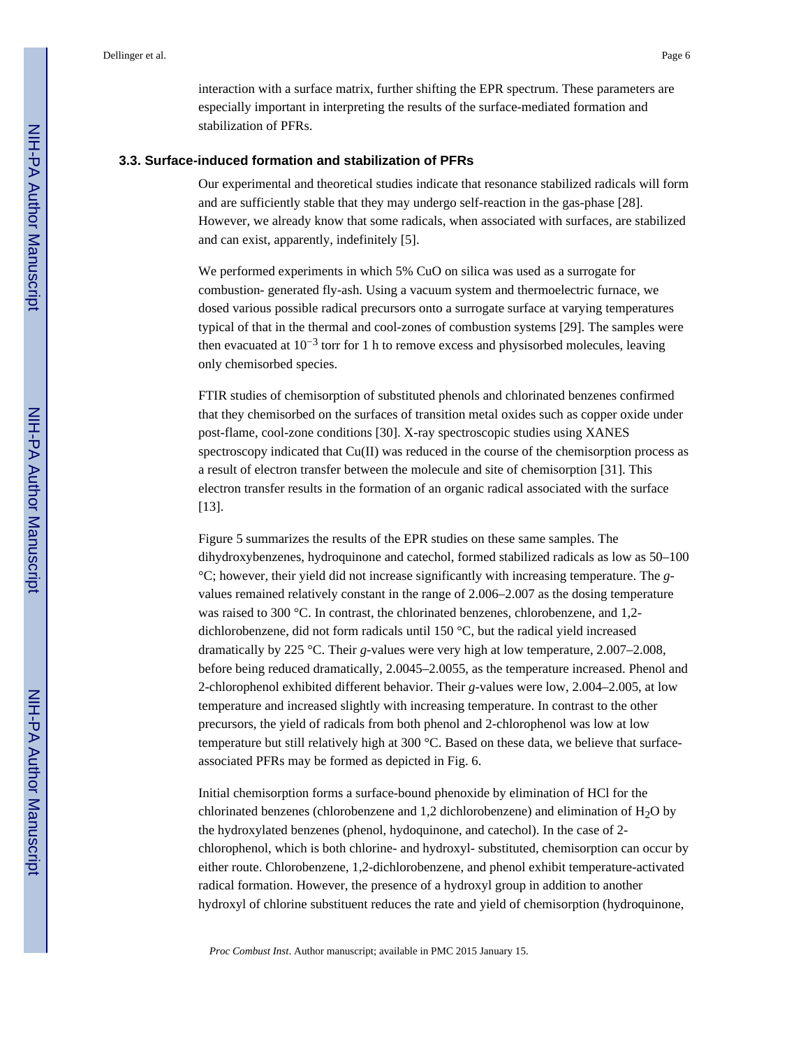interaction with a surface matrix, further shifting the EPR spectrum. These parameters are especially important in interpreting the results of the surface-mediated formation and stabilization of PFRs.

### 3.3. Surface-induced formation and stabilization of PFRs

Our experimental and theoretical studies indicate that resonance stabilized radicals will form and are sufficiently stable that they may undergo self-reaction in the gas-phase [28]. However, we already know that some radicals, when associated with surfaces, are stabilized and can exist, apparently, indefinitely [5].

We performed experiments in which 5% CuO on silica was used as a surrogate for combustion- generated fly-ash. Using a vacuum system and thermoelectric furnace, we dosed various possible radical precursors onto a surrogate surface at varying temperatures typical of that in the thermal and cool-zones of combustion systems [29]. The samples were then evacuated at $10^{-3}$ torr for 1 h to remove excess and physisorbed molecules, leaving only chemisorbed species.

FTIR studies of chemisorption of substituted phenols and chlorinated benzenes confirmed that they chemisorbed on the surfaces of transition metal oxides such as copper oxide under post-flame, cool-zone conditions [30]. X-ray spectroscopic studies using XANES spectroscopy indicated that Cu(II) was reduced in the course of the chemisorption process as a result of electron transfer between the molecule and site of chemisorption [31]. This electron transfer results in the formation of an organic radical associated with the surface [13].

Figure 5 summarizes the results of the EPR studies on these same samples. The dihydroxybenzenes, hydroquinone and catechol, formed stabilized radicals as low as 50–100 °C; however, their yield did not increase significantly with increasing temperature. The *g*-values remained relatively constant in the range of 2.006–2.007 as the dosing temperature was raised to 300 °C. In contrast, the chlorinated benzenes, chlorobenzene, and 1,2-dichlorobenzene, did not form radicals until 150 °C, but the radical yield increased dramatically by 225 °C. Their *g*-values were very high at low temperature, 2.007–2.008, before being reduced dramatically, 2.0045–2.0055, as the temperature increased. Phenol and 2-chlorophenol exhibited different behavior. Their *g*-values were low, 2.004–2.005, at low temperature and increased slightly with increasing temperature. In contrast to the other precursors, the yield of radicals from both phenol and 2-chlorophenol was low at low temperature but still relatively high at 300 °C. Based on these data, we believe that surface-associated PFRs may be formed as depicted in Fig. 6.

Initial chemisorption forms a surface-bound phenoxide by elimination of HCl for the chlorinated benzenes (chlorobenzene and 1,2 dichlorobenzene) and elimination of $H_2O$ by the hydroxylated benzenes (phenol, hydoquinone, and catechol). In the case of 2-chlorophenol, which is both chlorine- and hydroxyl- substituted, chemisorption can occur by either route. Chlorobenzene, 1,2-dichlorobenzene, and phenol exhibit temperature-activated radical formation. However, the presence of a hydroxyl group in addition to another hydroxyl of chlorine substituent reduces the rate and yield of chemisorption (hydroquinone,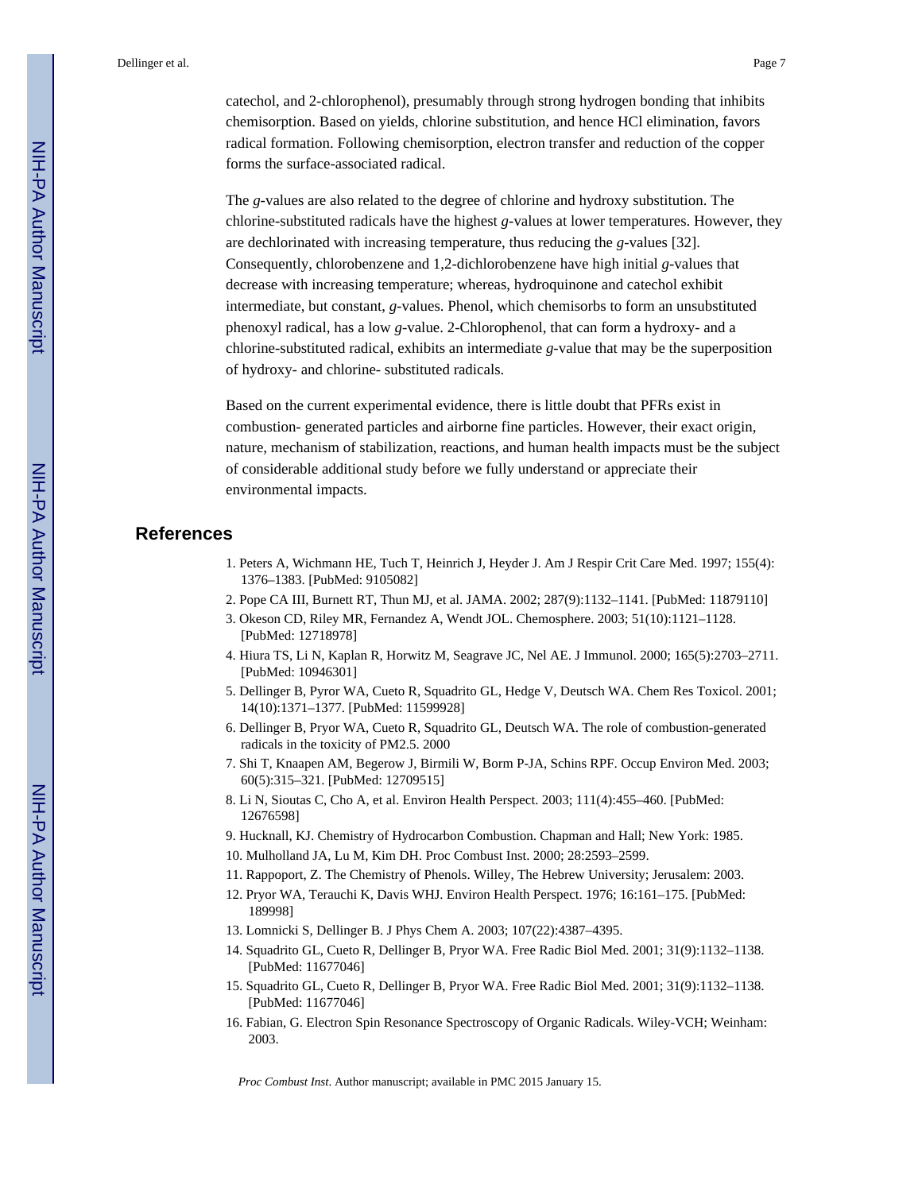catechol, and 2-chlorophenol), presumably through strong hydrogen bonding that inhibits chemisorption. Based on yields, chlorine substitution, and hence HCl elimination, favors radical formation. Following chemisorption, electron transfer and reduction of the copper forms the surface-associated radical.

The *g*-values are also related to the degree of chlorine and hydroxy substitution. The chlorine-substituted radicals have the highest *g*-values at lower temperatures. However, they are dechlorinated with increasing temperature, thus reducing the *g*-values [32]. Consequently, chlorobenzene and 1,2-dichlorobenzene have high initial *g*-values that decrease with increasing temperature; whereas, hydroquinone and catechol exhibit intermediate, but constant, *g*-values. Phenol, which chemisorbs to form an unsubstituted phenoxyl radical, has a low *g*-value. 2-Chlorophenol, that can form a hydroxy- and a chlorine-substituted radical, exhibits an intermediate *g*-value that may be the superposition of hydroxy- and chlorine- substituted radicals.

Based on the current experimental evidence, there is little doubt that PFRs exist in combustion- generated particles and airborne fine particles. However, their exact origin, nature, mechanism of stabilization, reactions, and human health impacts must be the subject of considerable additional study before we fully understand or appreciate their environmental impacts.

## References

1. Peters A, Wichmann HE, Tuch T, Heinrich J, Heyder J. Am J Respir Crit Care Med. 1997; 155(4): 1376–1383. [PubMed: 9105082]
2. Pope CA III, Burnett RT, Thun MJ, et al. JAMA. 2002; 287(9):1132–1141. [PubMed: 11879110]
3. Okeson CD, Riley MR, Fernandez A, Wendt JOL. Chemosphere. 2003; 51(10):1121–1128. [PubMed: 12718978]
4. Hiura TS, Li N, Kaplan R, Horwitz M, Seagrave JC, Nel AE. J Immunol. 2000; 165(5):2703–2711. [PubMed: 10946301]
5. Dellinger B, Pyror WA, Cueto R, Squadrito GL, Hedge V, Deutsch WA. Chem Res Toxicol. 2001; 14(10):1371–1377. [PubMed: 11599928]
6. Dellinger B, Pryor WA, Cueto R, Squadrito GL, Deutsch WA. The role of combustion-generated radicals in the toxicity of PM2.5. 2000
7. Shi T, Knaapen AM, Begerow J, Birmili W, Borm P-JA, Schins RPF. Occup Environ Med. 2003; 60(5):315–321. [PubMed: 12709515]
8. Li N, Sioutas C, Cho A, et al. Environ Health Perspect. 2003; 111(4):455–460. [PubMed: 12676598]
9. Hucknall, KJ. Chemistry of Hydrocarbon Combustion. Chapman and Hall; New York: 1985.
10. Mulholland JA, Lu M, Kim DH. Proc Combust Inst. 2000; 28:2593–2599.
11. Rappoport, Z. The Chemistry of Phenols. Willey, The Hebrew University; Jerusalem: 2003.
12. Pryor WA, Terauchi K, Davis WHJ. Environ Health Perspect. 1976; 16:161–175. [PubMed: 189998]
13. Lomnicki S, Dellinger B. J Phys Chem A. 2003; 107(22):4387–4395.
14. Squadrito GL, Cueto R, Dellinger B, Pryor WA. Free Radic Biol Med. 2001; 31(9):1132–1138. [PubMed: 11677046]
15. Squadrito GL, Cueto R, Dellinger B, Pryor WA. Free Radic Biol Med. 2001; 31(9):1132–1138. [PubMed: 11677046]
16. Fabian, G. Electron Spin Resonance Spectroscopy of Organic Radicals. Wiley-VCH; Weinham: 2003.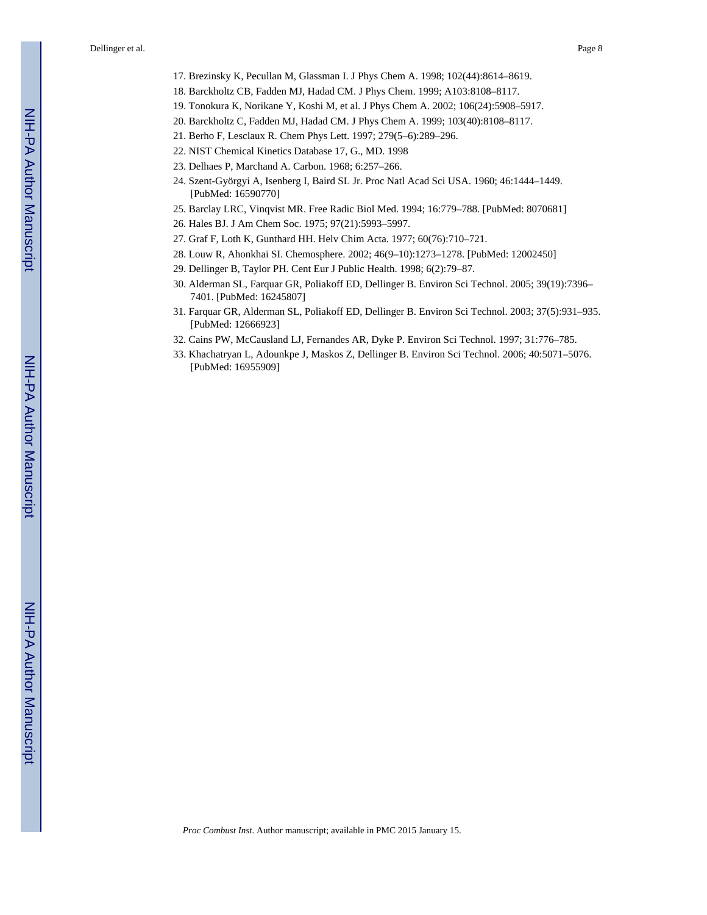17. Brezinsky K, Pecullan M, Glassman I. J Phys Chem A. 1998; 102(44):8614–8619.
18. Barckholtz CB, Fadden MJ, Hadad CM. J Phys Chem. 1999; A103:8108–8117.
19. Tonokura K, Norikane Y, Koshi M, et al. J Phys Chem A. 2002; 106(24):5908–5917.
20. Barckholtz C, Fadden MJ, Hadad CM. J Phys Chem A. 1999; 103(40):8108–8117.
21. Berho F, Lesclaux R. Chem Phys Lett. 1997; 279(5–6):289–296.
22. NIST Chemical Kinetics Database 17, G., MD. 1998
23. Delhaes P, Marchand A. Carbon. 1968; 6:257–266.
24. Szent-Györgyi A, Isenberg I, Baird SL Jr. Proc Natl Acad Sci USA. 1960; 46:1444–1449. [PubMed: 16590770]
25. Barclay LRC, Vinqvist MR. Free Radic Biol Med. 1994; 16:779–788. [PubMed: 8070681]
26. Hales BJ. J Am Chem Soc. 1975; 97(21):5993–5997.
27. Graf F, Loth K, Gunthard HH. Helv Chim Acta. 1977; 60(76):710–721.
28. Louw R, Ahonkhai SI. Chemosphere. 2002; 46(9–10):1273–1278. [PubMed: 12002450]
29. Dellinger B, Taylor PH. Cent Eur J Public Health. 1998; 6(2):79–87.
30. Alderman SL, Farquar GR, Poliakoff ED, Dellinger B. Environ Sci Technol. 2005; 39(19):7396–7401. [PubMed: 16245807]
31. Farquar GR, Alderman SL, Poliakoff ED, Dellinger B. Environ Sci Technol. 2003; 37(5):931–935. [PubMed: 12666923]
32. Cains PW, McCausland LJ, Fernandes AR, Dyke P. Environ Sci Technol. 1997; 31:776–785.
33. Khachatryan L, Adounkpe J, Maskos Z, Dellinger B. Environ Sci Technol. 2006; 40:5071–5076. [PubMed: 16955909]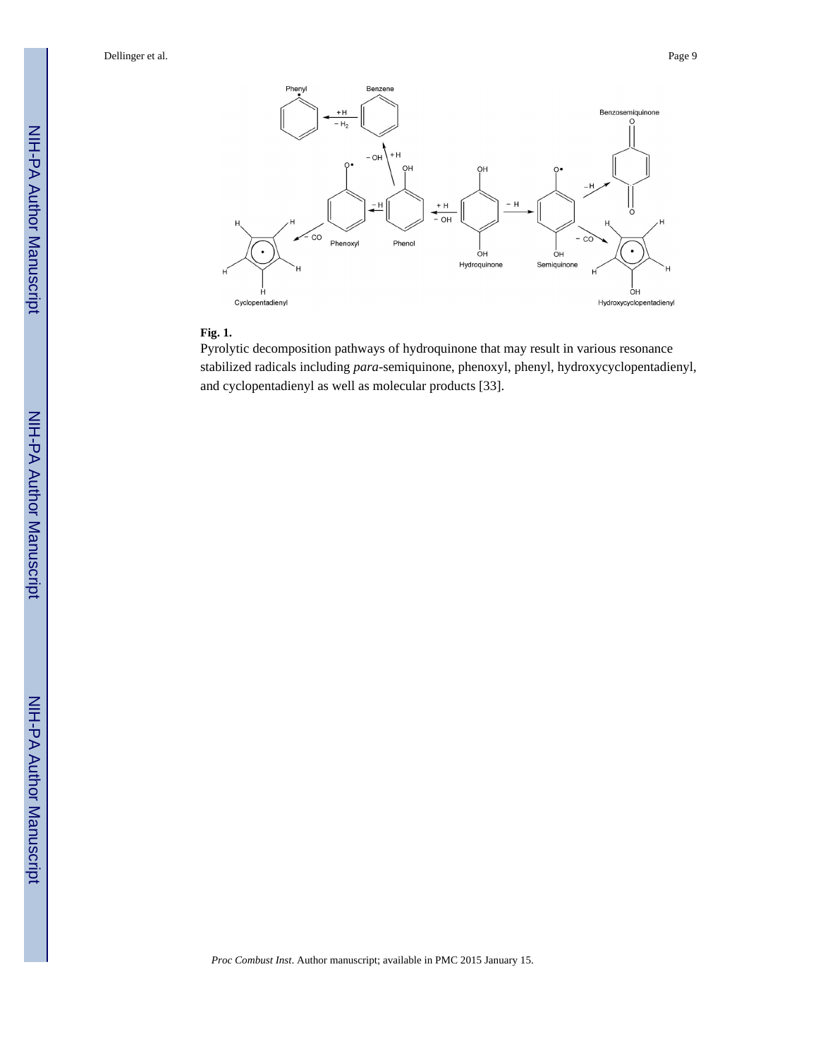**Fig. 1.**

Pyrolytic decomposition pathways of hydroquinone that may result in various resonance stabilized radicals including *para*-semiquinone, phenoxyl, phenyl, hydroxycyclopentadienyl, and cyclopentadienyl as well as molecular products [33].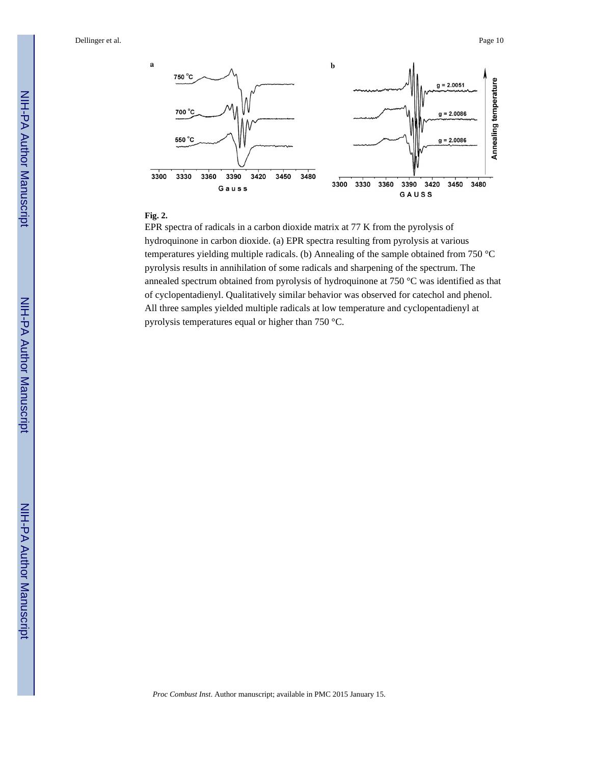**Fig. 2.**

EPR spectra of radicals in a carbon dioxide matrix at 77 K from the pyrolysis of hydroquinone in carbon dioxide. (a) EPR spectra resulting from pyrolysis at various temperatures yielding multiple radicals. (b) Annealing of the sample obtained from 750 °C pyrolysis results in annihilation of some radicals and sharpening of the spectrum. The annealed spectrum obtained from pyrolysis of hydroquinone at 750 °C was identified as that of cyclopentadienyl. Qualitatively similar behavior was observed for catechol and phenol. All three samples yielded multiple radicals at low temperature and cyclopentadienyl at pyrolysis temperatures equal or higher than 750 °C.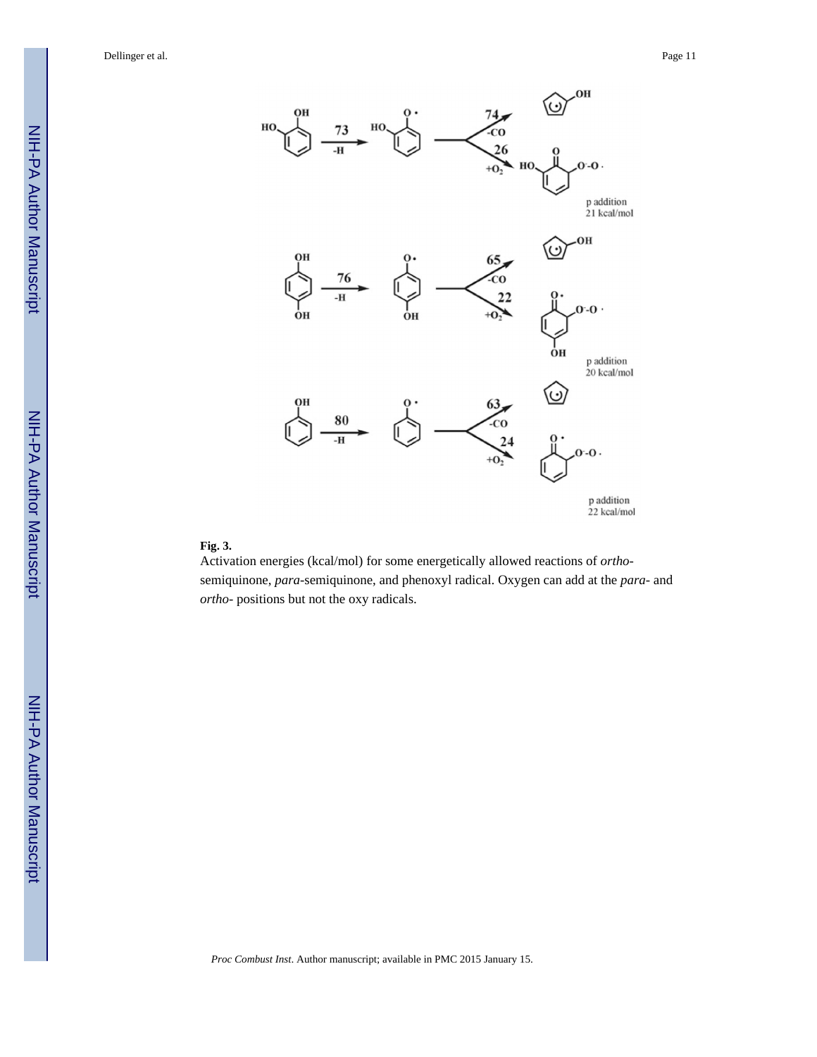**Fig. 3.**

Activation energies (kcal/mol) for some energetically allowed reactions of *ortho*-semiquinone, *para*-semiquinone, and phenoxyl radical. Oxygen can add at the *para*- and *ortho*- positions but not the oxy radicals.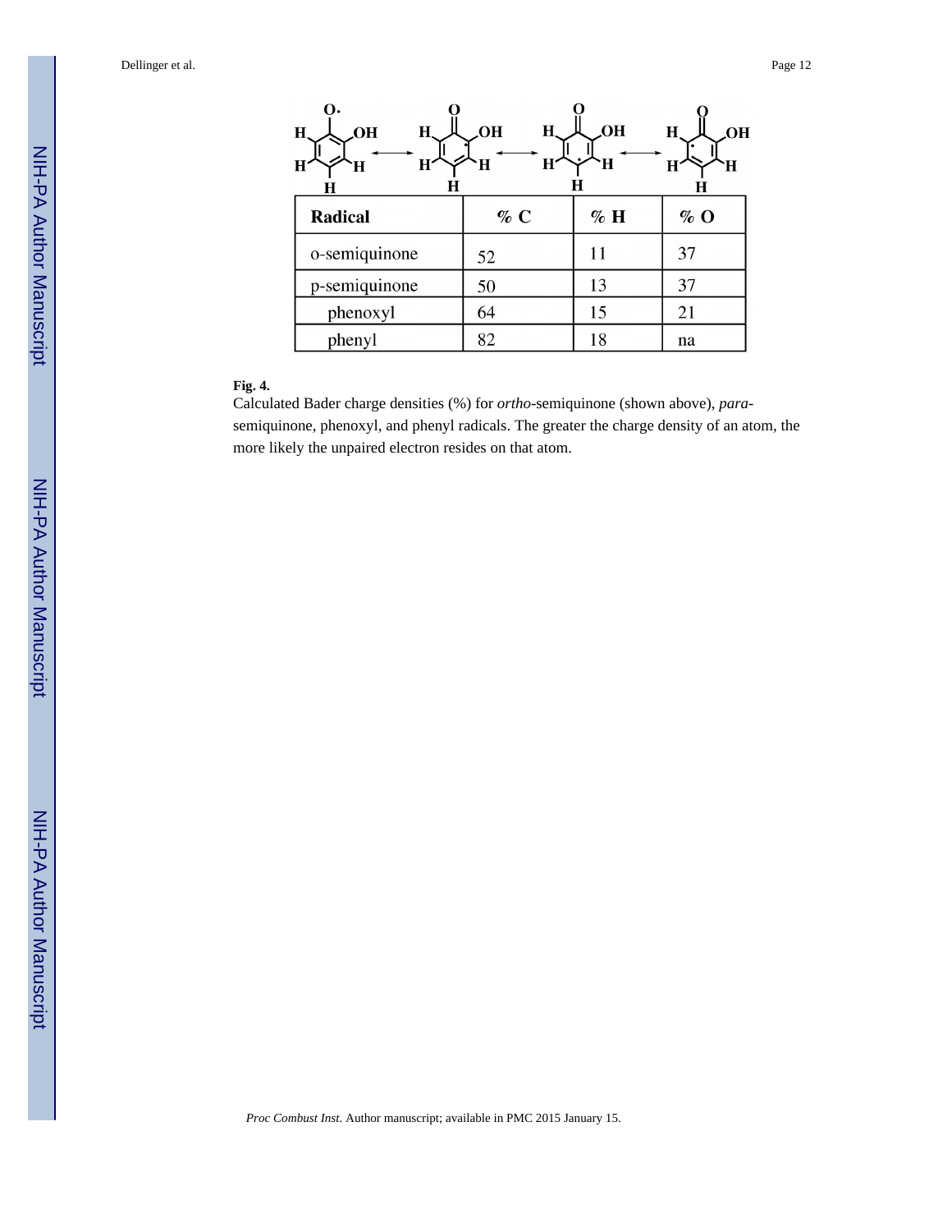| Radical | % C | % H | % O |
|---|---|---|---|
| o-semiquinone | 52 | 11 | 37 |
| p-semiquinone | 50 | 13 | 37 |
| phenoxyl | 64 | 15 | 21 |
| phenyl | 82 | 18 | na |

**Fig. 4.**

Calculated Bader charge densities (%) for *ortho*-semiquinone (shown above), *para*-semiquinone, phenoxyl, and phenyl radicals. The greater the charge density of an atom, the more likely the unpaired electron resides on that atom.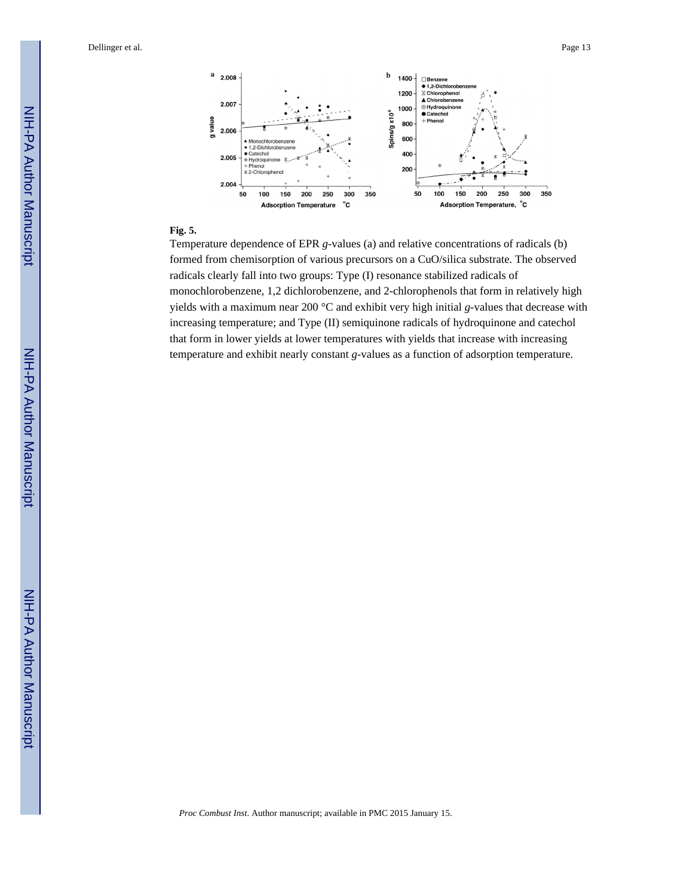**Fig. 5.**

Temperature dependence of EPR *g*-values (a) and relative concentrations of radicals (b) formed from chemisorption of various precursors on a CuO/silica substrate. The observed radicals clearly fall into two groups: Type (I) resonance stabilized radicals of monochlorobenzene, 1,2 dichlorobenzene, and 2-chlorophenols that form in relatively high yields with a maximum near 200 °C and exhibit very high initial *g*-values that decrease with increasing temperature; and Type (II) semiquinone radicals of hydroquinone and catechol that form in lower yields at lower temperatures with yields that increase with increasing temperature and exhibit nearly constant *g*-values as a function of adsorption temperature.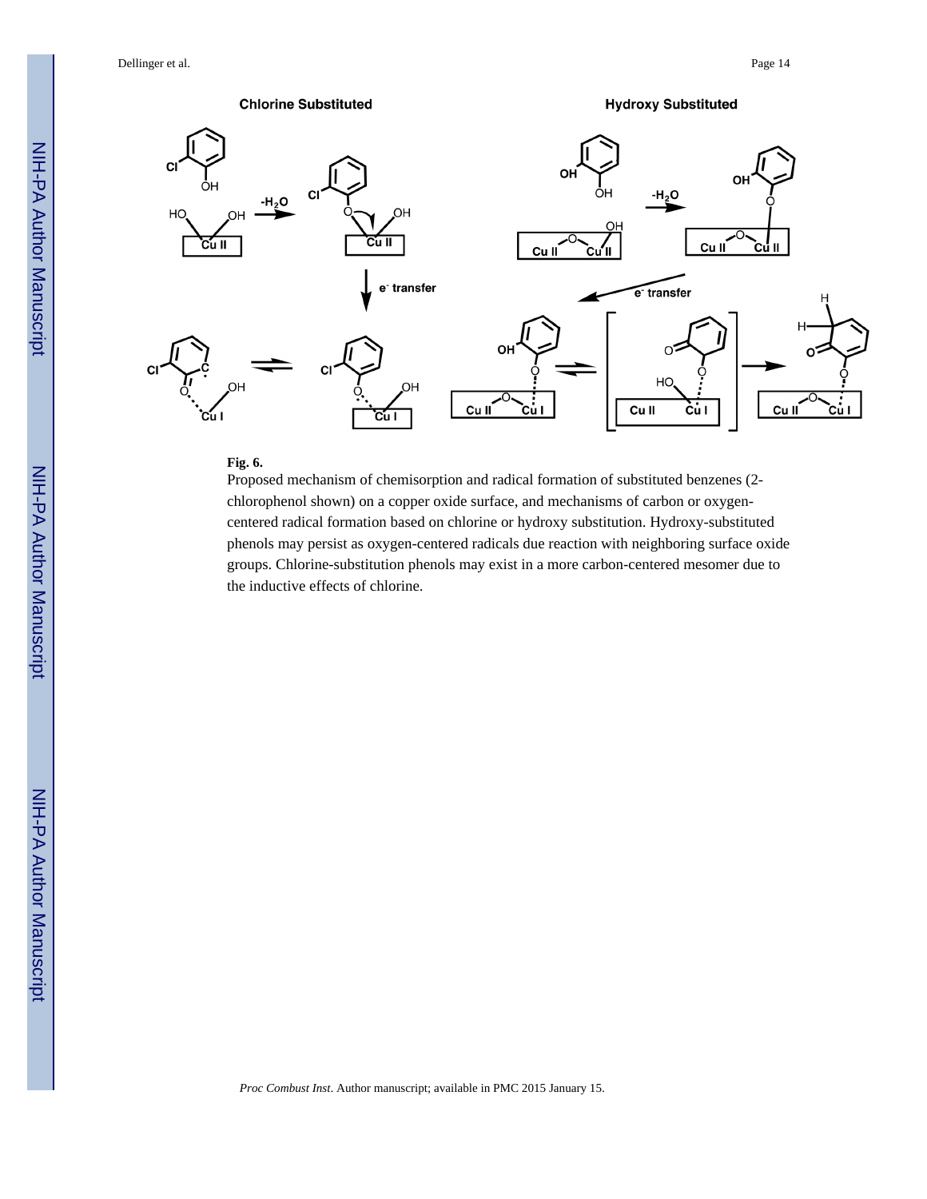Chlorine Substituted

Hydroxy Substituted

$-H_2O$

$e^-$ transfer

**Fig. 6.**

Proposed mechanism of chemisorption and radical formation of substituted benzenes (2-chlorophenol shown) on a copper oxide surface, and mechanisms of carbon or oxygen-centered radical formation based on chlorine or hydroxy substitution. Hydroxy-substituted phenols may persist as oxygen-centered radicals due reaction with neighboring surface oxide groups. Chlorine-substitution phenols may exist in a more carbon-centered mesomer due to the inductive effects of chlorine.